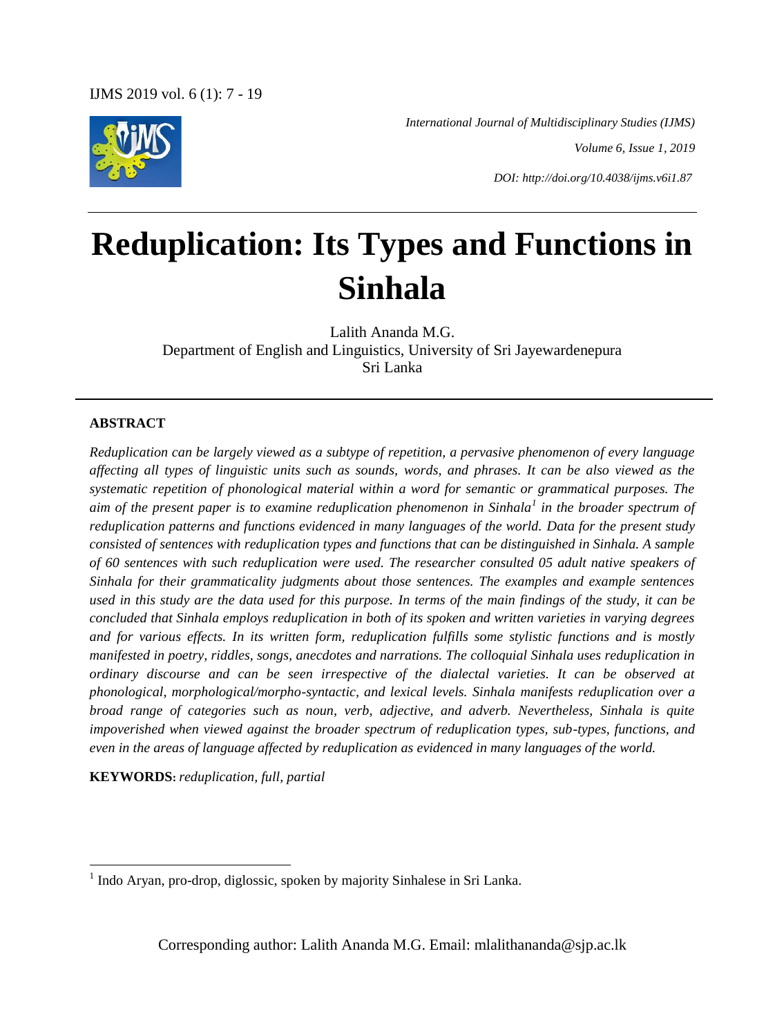*International Journal of Multidisciplinary Studies (IJMS)*

*Volume 6, Issue 1, 2019*

*DOI: http://doi.org/10.4038/ijms.v6i1.87*

# Reduplication: Its Types and Functions in Sinhala

Lalith Ananda M.G.
Department of English and Linguistics, University of Sri Jayewardenepura
Sri Lanka

## ABSTRACT

*Reduplication can be largely viewed as a subtype of repetition, a pervasive phenomenon of every language affecting all types of linguistic units such as sounds, words, and phrases. It can be also viewed as the systematic repetition of phonological material within a word for semantic or grammatical purposes. The aim of the present paper is to examine reduplication phenomenon in Sinhala[1] in the broader spectrum of reduplication patterns and functions evidenced in many languages of the world. Data for the present study consisted of sentences with reduplication types and functions that can be distinguished in Sinhala. A sample of 60 sentences with such reduplication were used. The researcher consulted 05 adult native speakers of Sinhala for their grammaticality judgments about those sentences. The examples and example sentences used in this study are the data used for this purpose. In terms of the main findings of the study, it can be concluded that Sinhala employs reduplication in both of its spoken and written varieties in varying degrees and for various effects. In its written form, reduplication fulfills some stylistic functions and is mostly manifested in poetry, riddles, songs, anecdotes and narrations. The colloquial Sinhala uses reduplication in ordinary discourse and can be seen irrespective of the dialectal varieties. It can be observed at phonological, morphological/morpho-syntactic, and lexical levels. Sinhala manifests reduplication over a broad range of categories such as noun, verb, adjective, and adverb. Nevertheless, Sinhala is quite impoverished when viewed against the broader spectrum of reduplication types, sub-types, functions, and even in the areas of language affected by reduplication as evidenced in many languages of the world.*

**KEYWORDS:** *reduplication, full, partial*

[1] Indo Aryan, pro-drop, diglossic, spoken by majority Sinhalese in Sri Lanka.

Corresponding author: Lalith Ananda M.G. Email: mlalithananda@sjp.ac.lk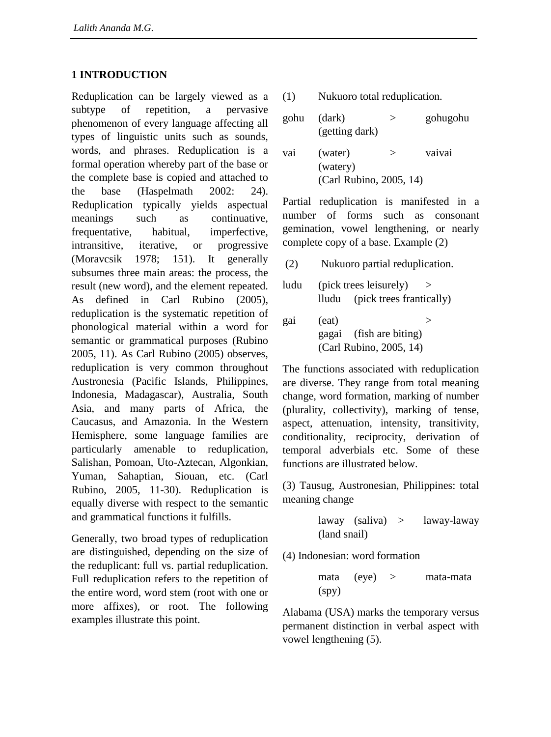## 1 INTRODUCTION

Reduplication can be largely viewed as a subtype of repetition, a pervasive phenomenon of every language affecting all types of linguistic units such as sounds, words, and phrases. Reduplication is a formal operation whereby part of the base or the complete base is copied and attached to the base (Haspelmath 2002: 24). Reduplication typically yields aspectual meanings such as continuative, frequentative, habitual, imperfective, intransitive, iterative, or progressive (Moravcsik 1978; 151). It generally subsumes three main areas: the process, the result (new word), and the element repeated. As defined in Carl Rubino (2005), reduplication is the systematic repetition of phonological material within a word for semantic or grammatical purposes (Rubino 2005, 11). As Carl Rubino (2005) observes, reduplication is very common throughout Austronesia (Pacific Islands, Philippines, Indonesia, Madagascar), Australia, South Asia, and many parts of Africa, the Caucasus, and Amazonia. In the Western Hemisphere, some language families are particularly amenable to reduplication, Salishan, Pomoan, Uto-Aztecan, Algonkian, Yuman, Sahaptian, Siouan, etc. (Carl Rubino, 2005, 11-30). Reduplication is equally diverse with respect to the semantic and grammatical functions it fulfills.

Generally, two broad types of reduplication are distinguished, depending on the size of the reduplicant: full vs. partial reduplication. Full reduplication refers to the repetition of the entire word, word stem (root with one or more affixes), or root. The following examples illustrate this point.

(1) Nukuoro total reduplication.

gohu (dark) > gohugohu (getting dark)

vai (water) > vaivai (watery)
(Carl Rubino, 2005, 14)

Partial reduplication is manifested in a number of forms such as consonant gemination, vowel lengthening, or nearly complete copy of a base. Example (2)

(2) Nukuoro partial reduplication.

ludu (pick trees leisurely) > lludu (pick trees frantically)

gai (eat) > gagai (fish are biting)
(Carl Rubino, 2005, 14)

The functions associated with reduplication are diverse. They range from total meaning change, word formation, marking of number (plurality, collectivity), marking of tense, aspect, attenuation, intensity, transitivity, conditionality, reciprocity, derivation of temporal adverbials etc. Some of these functions are illustrated below.

(3) Tausug, Austronesian, Philippines: total meaning change

laway (saliva) > laway-laway (land snail)

(4) Indonesian: word formation

mata (eye) > mata-mata (spy)

Alabama (USA) marks the temporary versus permanent distinction in verbal aspect with vowel lengthening (5).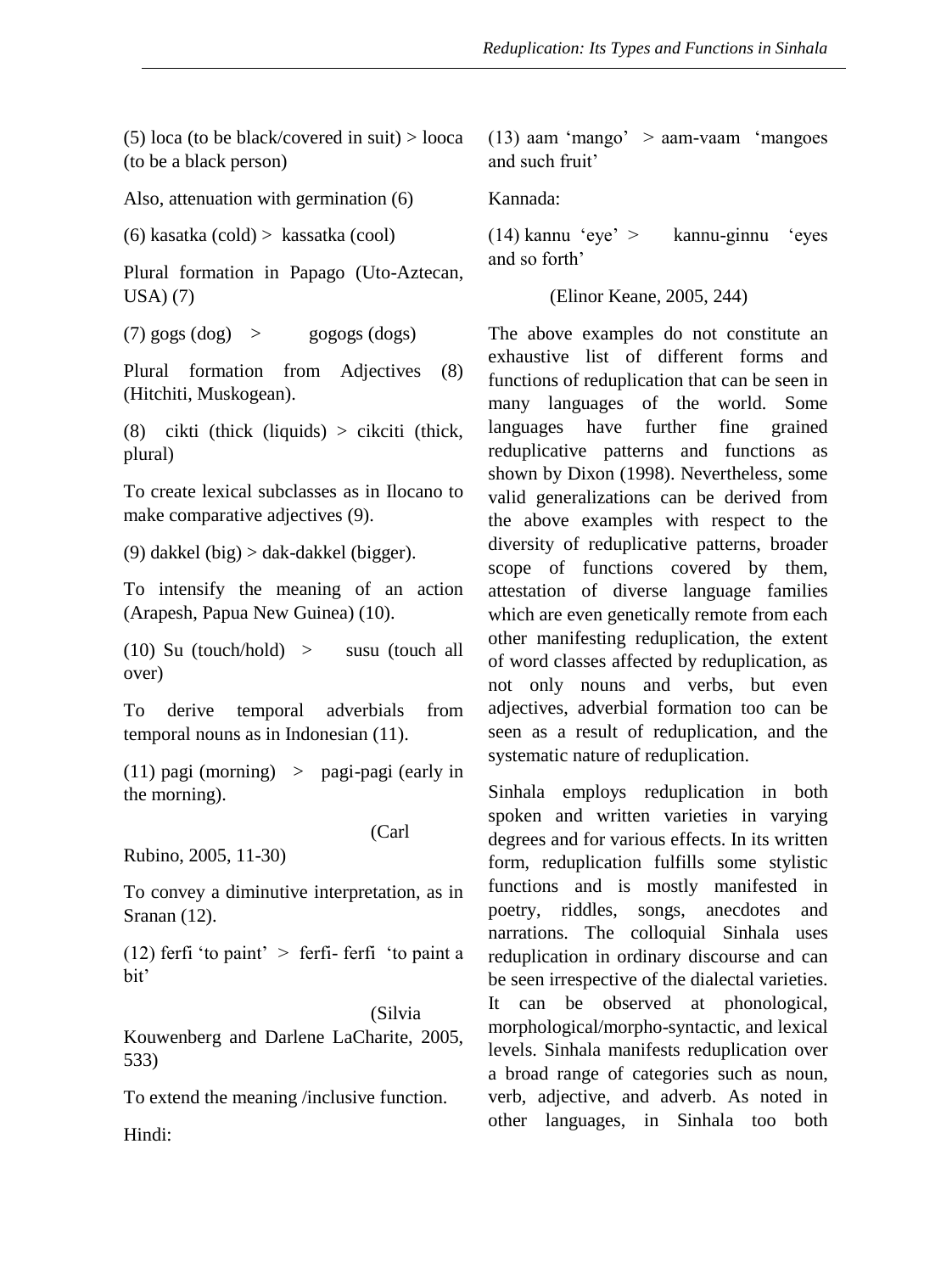(5) loca (to be black/covered in suit) > looca (to be a black person)

Also, attenuation with germination (6)

(6) kasatka (cold) > kassatka (cool)

Plural formation in Papago (Uto-Aztecan, USA) (7)

(7) gogs (dog) > gogogs (dogs)

Plural formation from Adjectives (8) (Hitchiti, Muskogean).

(8) cikti (thick (liquids) > cikciti (thick, plural)

To create lexical subclasses as in Ilocano to make comparative adjectives (9).

(9) dakkel (big) > dak-dakkel (bigger).

To intensify the meaning of an action (Arapesh, Papua New Guinea) (10).

(10) Su (touch/hold) > susu (touch all over)

To derive temporal adverbials from temporal nouns as in Indonesian (11).

(11) pagi (morning) > pagi-pagi (early in the morning).

(Carl Rubino, 2005, 11-30)

To convey a diminutive interpretation, as in Sranan (12).

(12) ferfi 'to paint' > ferfi- ferfi 'to paint a bit'

(Silvia Kouwenberg and Darlene LaCharite, 2005, 533)

To extend the meaning /inclusive function.

Hindi:

(13) aam 'mango' > aam-vaam 'mangoes and such fruit'

Kannada:

(14) kannu 'eye' > kannu-ginnu 'eyes and so forth'

(Elinor Keane, 2005, 244)

The above examples do not constitute an exhaustive list of different forms and functions of reduplication that can be seen in many languages of the world. Some languages have further fine grained reduplicative patterns and functions as shown by Dixon (1998). Nevertheless, some valid generalizations can be derived from the above examples with respect to the diversity of reduplicative patterns, broader scope of functions covered by them, attestation of diverse language families which are even genetically remote from each other manifesting reduplication, the extent of word classes affected by reduplication, as not only nouns and verbs, but even adjectives, adverbial formation too can be seen as a result of reduplication, and the systematic nature of reduplication.

Sinhala employs reduplication in both spoken and written varieties in varying degrees and for various effects. In its written form, reduplication fulfills some stylistic functions and is mostly manifested in poetry, riddles, songs, anecdotes and narrations. The colloquial Sinhala uses reduplication in ordinary discourse and can be seen irrespective of the dialectal varieties. It can be observed at phonological, morphological/morpho-syntactic, and lexical levels. Sinhala manifests reduplication over a broad range of categories such as noun, verb, adjective, and adverb. As noted in other languages, in Sinhala too both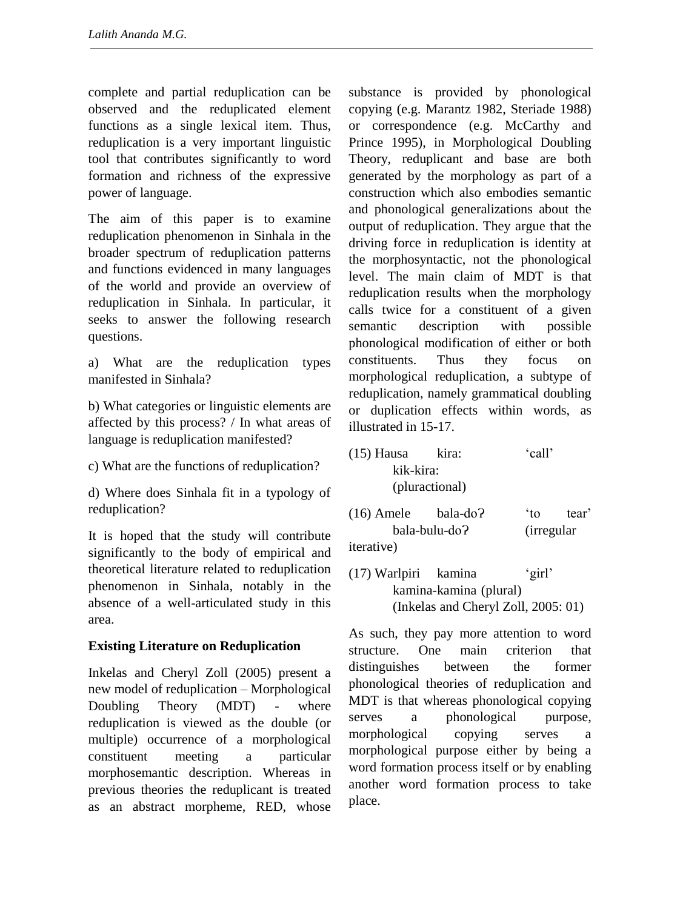complete and partial reduplication can be observed and the reduplicated element functions as a single lexical item. Thus, reduplication is a very important linguistic tool that contributes significantly to word formation and richness of the expressive power of language.

The aim of this paper is to examine reduplication phenomenon in Sinhala in the broader spectrum of reduplication patterns and functions evidenced in many languages of the world and provide an overview of reduplication in Sinhala. In particular, it seeks to answer the following research questions.

a) What are the reduplication types manifested in Sinhala?

b) What categories or linguistic elements are affected by this process? / In what areas of language is reduplication manifested?

c) What are the functions of reduplication?

d) Where does Sinhala fit in a typology of reduplication?

It is hoped that the study will contribute significantly to the body of empirical and theoretical literature related to reduplication phenomenon in Sinhala, notably in the absence of a well-articulated study in this area.

**Existing Literature on Reduplication**

Inkelas and Cheryl Zoll (2005) present a new model of reduplication – Morphological Doubling Theory (MDT) - where reduplication is viewed as the double (or multiple) occurrence of a morphological constituent meeting a particular morphosemantic description. Whereas in previous theories the reduplicant is treated as an abstract morpheme, RED, whose substance is provided by phonological copying (e.g. Marantz 1982, Steriade 1988) or correspondence (e.g. McCarthy and Prince 1995), in Morphological Doubling Theory, reduplicant and base are both generated by the morphology as part of a construction which also embodies semantic and phonological generalizations about the output of reduplication. They argue that the driving force in reduplication is identity at the morphosyntactic, not the phonological level. The main claim of MDT is that reduplication results when the morphology calls twice for a constituent of a given semantic description with possible phonological modification of either or both constituents. Thus they focus on morphological reduplication, a subtype of reduplication, namely grammatical doubling or duplication effects within words, as illustrated in 15-17.

(15) Hausa kira: 'call'
kik-kira:
(pluractional)

(16) Amele bala-doʔ 'to tear'
bala-bulu-doʔ (irregular iterative)

(17) Warlpiri kamina 'girl'
kamina-kamina (plural)
(Inkelas and Cheryl Zoll, 2005: 01)

As such, they pay more attention to word structure. One main criterion that distinguishes between the former phonological theories of reduplication and MDT is that whereas phonological copying serves a phonological purpose, morphological copying serves a morphological purpose either by being a word formation process itself or by enabling another word formation process to take place.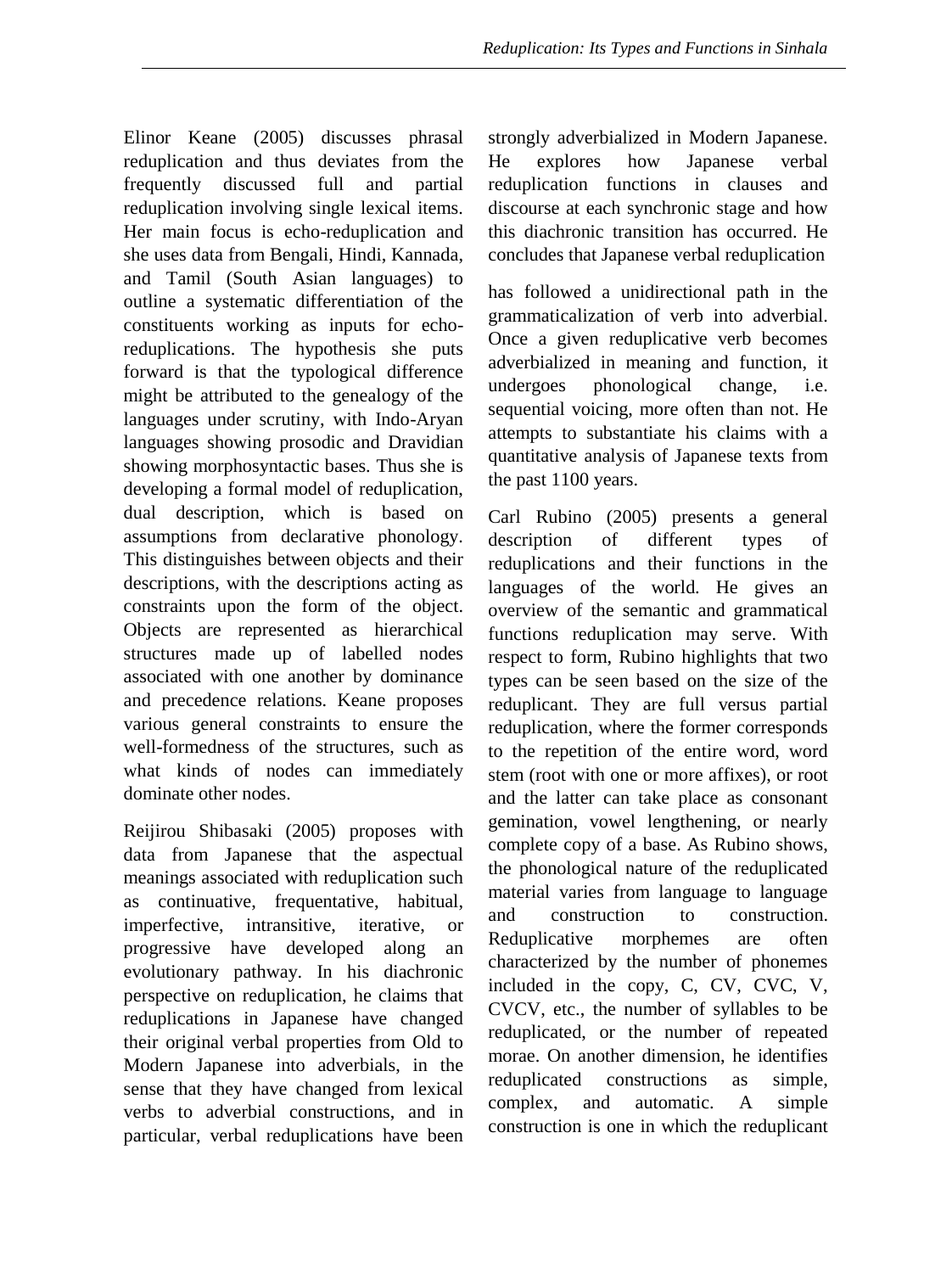Elinor Keane (2005) discusses phrasal reduplication and thus deviates from the frequently discussed full and partial reduplication involving single lexical items. Her main focus is echo-reduplication and she uses data from Bengali, Hindi, Kannada, and Tamil (South Asian languages) to outline a systematic differentiation of the constituents working as inputs for echo-reduplications. The hypothesis she puts forward is that the typological difference might be attributed to the genealogy of the languages under scrutiny, with Indo-Aryan languages showing prosodic and Dravidian showing morphosyntactic bases. Thus she is developing a formal model of reduplication, dual description, which is based on assumptions from declarative phonology. This distinguishes between objects and their descriptions, with the descriptions acting as constraints upon the form of the object. Objects are represented as hierarchical structures made up of labelled nodes associated with one another by dominance and precedence relations. Keane proposes various general constraints to ensure the well-formedness of the structures, such as what kinds of nodes can immediately dominate other nodes.

Reijirou Shibasaki (2005) proposes with data from Japanese that the aspectual meanings associated with reduplication such as continuative, frequentative, habitual, imperfective, intransitive, iterative, or progressive have developed along an evolutionary pathway. In his diachronic perspective on reduplication, he claims that reduplications in Japanese have changed their original verbal properties from Old to Modern Japanese into adverbials, in the sense that they have changed from lexical verbs to adverbial constructions, and in particular, verbal reduplications have been strongly adverbialized in Modern Japanese. He explores how Japanese verbal reduplication functions in clauses and discourse at each synchronic stage and how this diachronic transition has occurred. He concludes that Japanese verbal reduplication has followed a unidirectional path in the grammaticalization of verb into adverbial. Once a given reduplicative verb becomes adverbialized in meaning and function, it undergoes phonological change, i.e. sequential voicing, more often than not. He attempts to substantiate his claims with a quantitative analysis of Japanese texts from the past 1100 years.

Carl Rubino (2005) presents a general description of different types of reduplications and their functions in the languages of the world. He gives an overview of the semantic and grammatical functions reduplication may serve. With respect to form, Rubino highlights that two types can be seen based on the size of the reduplicant. They are full versus partial reduplication, where the former corresponds to the repetition of the entire word, word stem (root with one or more affixes), or root and the latter can take place as consonant gemination, vowel lengthening, or nearly complete copy of a base. As Rubino shows, the phonological nature of the reduplicated material varies from language to language and construction to construction. Reduplicative morphemes are often characterized by the number of phonemes included in the copy, C, CV, CVC, V, CVCV, etc., the number of syllables to be reduplicated, or the number of repeated morae. On another dimension, he identifies reduplicated constructions as simple, complex, and automatic. A simple construction is one in which the reduplicant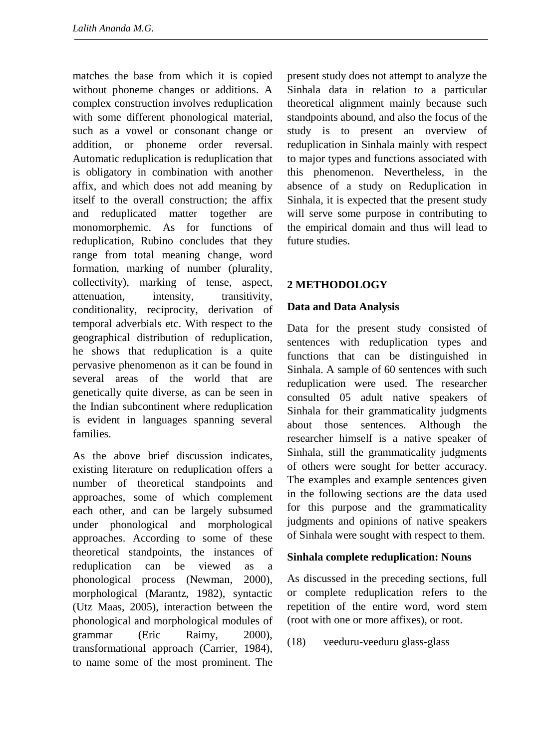matches the base from which it is copied without phoneme changes or additions. A complex construction involves reduplication with some different phonological material, such as a vowel or consonant change or addition, or phoneme order reversal. Automatic reduplication is reduplication that is obligatory in combination with another affix, and which does not add meaning by itself to the overall construction; the affix and reduplicated matter together are monomorphemic. As for functions of reduplication, Rubino concludes that they range from total meaning change, word formation, marking of number (plurality, collectivity), marking of tense, aspect, attenuation, intensity, transitivity, conditionality, reciprocity, derivation of temporal adverbials etc. With respect to the geographical distribution of reduplication, he shows that reduplication is a quite pervasive phenomenon as it can be found in several areas of the world that are genetically quite diverse, as can be seen in the Indian subcontinent where reduplication is evident in languages spanning several families.

As the above brief discussion indicates, existing literature on reduplication offers a number of theoretical standpoints and approaches, some of which complement each other, and can be largely subsumed under phonological and morphological approaches. According to some of these theoretical standpoints, the instances of reduplication can be viewed as a phonological process (Newman, 2000), morphological (Marantz, 1982), syntactic (Utz Maas, 2005), interaction between the phonological and morphological modules of grammar (Eric Raimy, 2000), transformational approach (Carrier, 1984), to name some of the most prominent. The present study does not attempt to analyze the Sinhala data in relation to a particular theoretical alignment mainly because such standpoints abound, and also the focus of the study is to present an overview of reduplication in Sinhala mainly with respect to major types and functions associated with this phenomenon. Nevertheless, in the absence of a study on Reduplication in Sinhala, it is expected that the present study will serve some purpose in contributing to the empirical domain and thus will lead to future studies.

## 2 METHODOLOGY

### Data and Data Analysis

Data for the present study consisted of sentences with reduplication types and functions that can be distinguished in Sinhala. A sample of 60 sentences with such reduplication were used. The researcher consulted 05 adult native speakers of Sinhala for their grammaticality judgments about those sentences. Although the researcher himself is a native speaker of Sinhala, still the grammaticality judgments of others were sought for better accuracy. The examples and example sentences given in the following sections are the data used for this purpose and the grammaticality judgments and opinions of native speakers of Sinhala were sought with respect to them.

### Sinhala complete reduplication: Nouns

As discussed in the preceding sections, full or complete reduplication refers to the repetition of the entire word, word stem (root with one or more affixes), or root.

(18) veeduru-veeduru glass-glass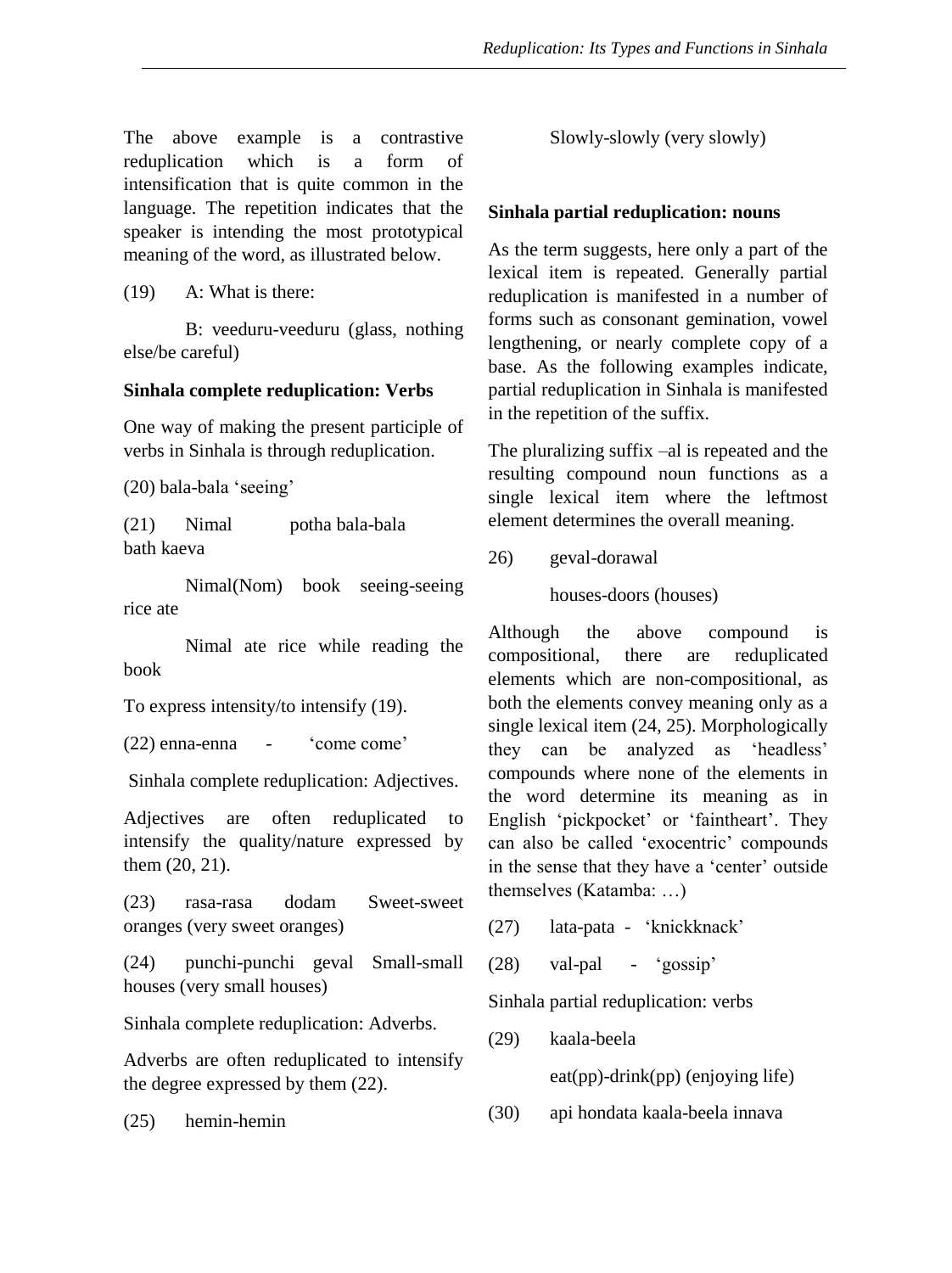The above example is a contrastive reduplication which is a form of intensification that is quite common in the language. The repetition indicates that the speaker is intending the most prototypical meaning of the word, as illustrated below.

(19) A: What is there:

B: veeduru-veeduru (glass, nothing else/be careful)

**Sinhala complete reduplication: Verbs**

One way of making the present participle of verbs in Sinhala is through reduplication.

(20) bala-bala 'seeing'

(21) Nimal potha bala-bala bath kaeva

Nimal(Nom) book seeing-seeing rice ate

Nimal ate rice while reading the book

To express intensity/to intensify (19).

(22) enna-enna - 'come come'

Sinhala complete reduplication: Adjectives.

Adjectives are often reduplicated to intensify the quality/nature expressed by them (20, 21).

(23) rasa-rasa dodam Sweet-sweet oranges (very sweet oranges)

(24) punchi-punchi geval Small-small houses (very small houses)

Sinhala complete reduplication: Adverbs.

Adverbs are often reduplicated to intensify the degree expressed by them (22).

(25) hemin-hemin

Slowly-slowly (very slowly)

**Sinhala partial reduplication: nouns**

As the term suggests, here only a part of the lexical item is repeated. Generally partial reduplication is manifested in a number of forms such as consonant gemination, vowel lengthening, or nearly complete copy of a base. As the following examples indicate, partial reduplication in Sinhala is manifested in the repetition of the suffix.

The pluralizing suffix –al is repeated and the resulting compound noun functions as a single lexical item where the leftmost element determines the overall meaning.

26) geval-dorawal

houses-doors (houses)

Although the above compound is compositional, there are reduplicated elements which are non-compositional, as both the elements convey meaning only as a single lexical item (24, 25). Morphologically they can be analyzed as 'headless' compounds where none of the elements in the word determine its meaning as in English 'pickpocket' or 'faintheart'. They can also be called 'exocentric' compounds in the sense that they have a 'center' outside themselves (Katamba: …)

(27) lata-pata - 'knickknack'

(28) val-pal - 'gossip'

Sinhala partial reduplication: verbs

(29) kaala-beela

eat(pp)-drink(pp) (enjoying life)

(30) api hondata kaala-beela innava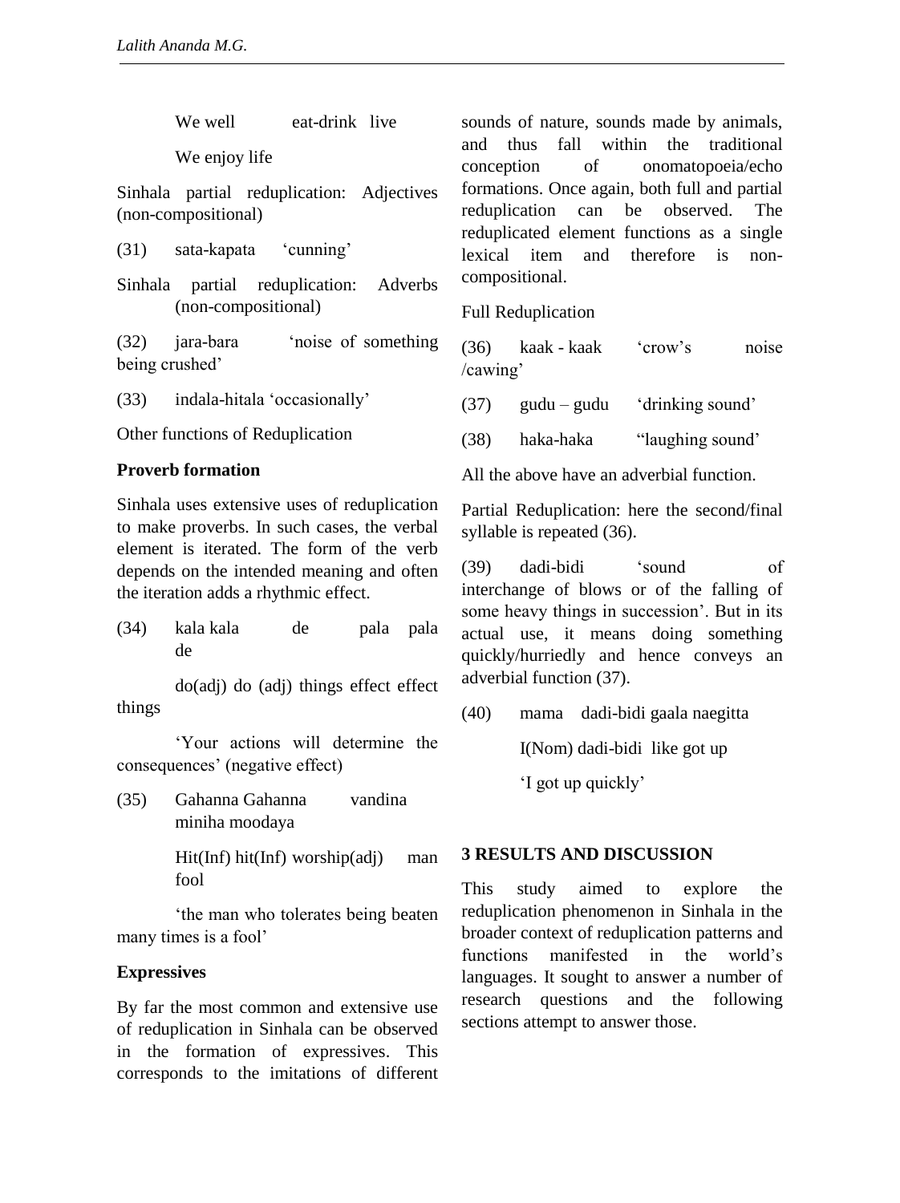We well eat-drink live

We enjoy life

Sinhala partial reduplication: Adjectives (non-compositional)

(31) sata-kapata 'cunning'

Sinhala partial reduplication: Adverbs (non-compositional)

(32) jara-bara 'noise of something being crushed'

(33) indala-hitala 'occasionally'

Other functions of Reduplication

**Proverb formation**

Sinhala uses extensive uses of reduplication to make proverbs. In such cases, the verbal element is iterated. The form of the verb depends on the intended meaning and often the iteration adds a rhythmic effect.

(34) kala kala de pala pala de

do(adj) do (adj) things effect effect things

'Your actions will determine the consequences' (negative effect)

(35) Gahanna Gahanna vandina miniha moodaya

Hit(Inf) hit(Inf) worship(adj) man fool

'the man who tolerates being beaten many times is a fool'

**Expressives**

By far the most common and extensive use of reduplication in Sinhala can be observed in the formation of expressives. This corresponds to the imitations of different sounds of nature, sounds made by animals, and thus fall within the traditional conception of onomatopoeia/echo formations. Once again, both full and partial reduplication can be observed. The reduplicated element functions as a single lexical item and therefore is non-compositional.

Full Reduplication

(36) kaak - kaak 'crow's noise /cawing'

(37) gudu – gudu 'drinking sound'

(38) haka-haka "laughing sound'

All the above have an adverbial function.

Partial Reduplication: here the second/final syllable is repeated (36).

(39) dadi-bidi 'sound of interchange of blows or of the falling of some heavy things in succession'. But in its actual use, it means doing something quickly/hurriedly and hence conveys an adverbial function (37).

(40) mama dadi-bidi gaala naegitta

I(Nom) dadi-bidi like got up

'I got up quickly'

## 3 RESULTS AND DISCUSSION

This study aimed to explore the reduplication phenomenon in Sinhala in the broader context of reduplication patterns and functions manifested in the world's languages. It sought to answer a number of research questions and the following sections attempt to answer those.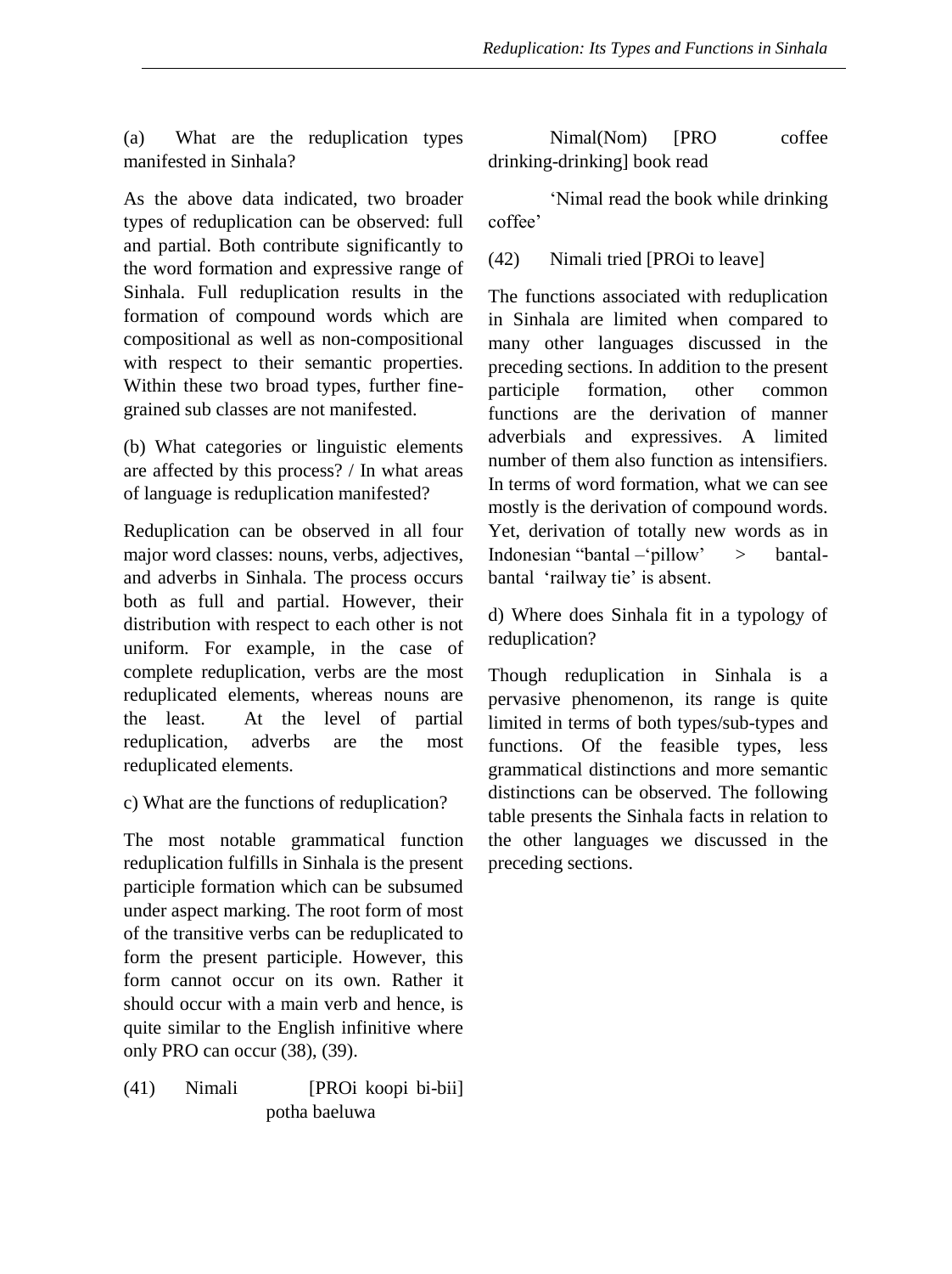(a) What are the reduplication types manifested in Sinhala?

As the above data indicated, two broader types of reduplication can be observed: full and partial. Both contribute significantly to the word formation and expressive range of Sinhala. Full reduplication results in the formation of compound words which are compositional as well as non-compositional with respect to their semantic properties. Within these two broad types, further fine-grained sub classes are not manifested.

(b) What categories or linguistic elements are affected by this process? / In what areas of language is reduplication manifested?

Reduplication can be observed in all four major word classes: nouns, verbs, adjectives, and adverbs in Sinhala. The process occurs both as full and partial. However, their distribution with respect to each other is not uniform. For example, in the case of complete reduplication, verbs are the most reduplicated elements, whereas nouns are the least. At the level of partial reduplication, adverbs are the most reduplicated elements.

c) What are the functions of reduplication?

The most notable grammatical function reduplication fulfills in Sinhala is the present participle formation which can be subsumed under aspect marking. The root form of most of the transitive verbs can be reduplicated to form the present participle. However, this form cannot occur on its own. Rather it should occur with a main verb and hence, is quite similar to the English infinitive where only PRO can occur (38), (39).

(41) Nimali [PROi koopi bi-bii] potha baeluwa

Nimal(Nom) [PRO coffee drinking-drinking] book read

'Nimal read the book while drinking coffee'

(42) Nimali tried [PROi to leave]

The functions associated with reduplication in Sinhala are limited when compared to many other languages discussed in the preceding sections. In addition to the present participle formation, other common functions are the derivation of manner adverbials and expressives. A limited number of them also function as intensifiers. In terms of word formation, what we can see mostly is the derivation of compound words. Yet, derivation of totally new words as in Indonesian "bantal –'pillow' > bantal-bantal 'railway tie' is absent.

d) Where does Sinhala fit in a typology of reduplication?

Though reduplication in Sinhala is a pervasive phenomenon, its range is quite limited in terms of both types/sub-types and functions. Of the feasible types, less grammatical distinctions and more semantic distinctions can be observed. The following table presents the Sinhala facts in relation to the other languages we discussed in the preceding sections.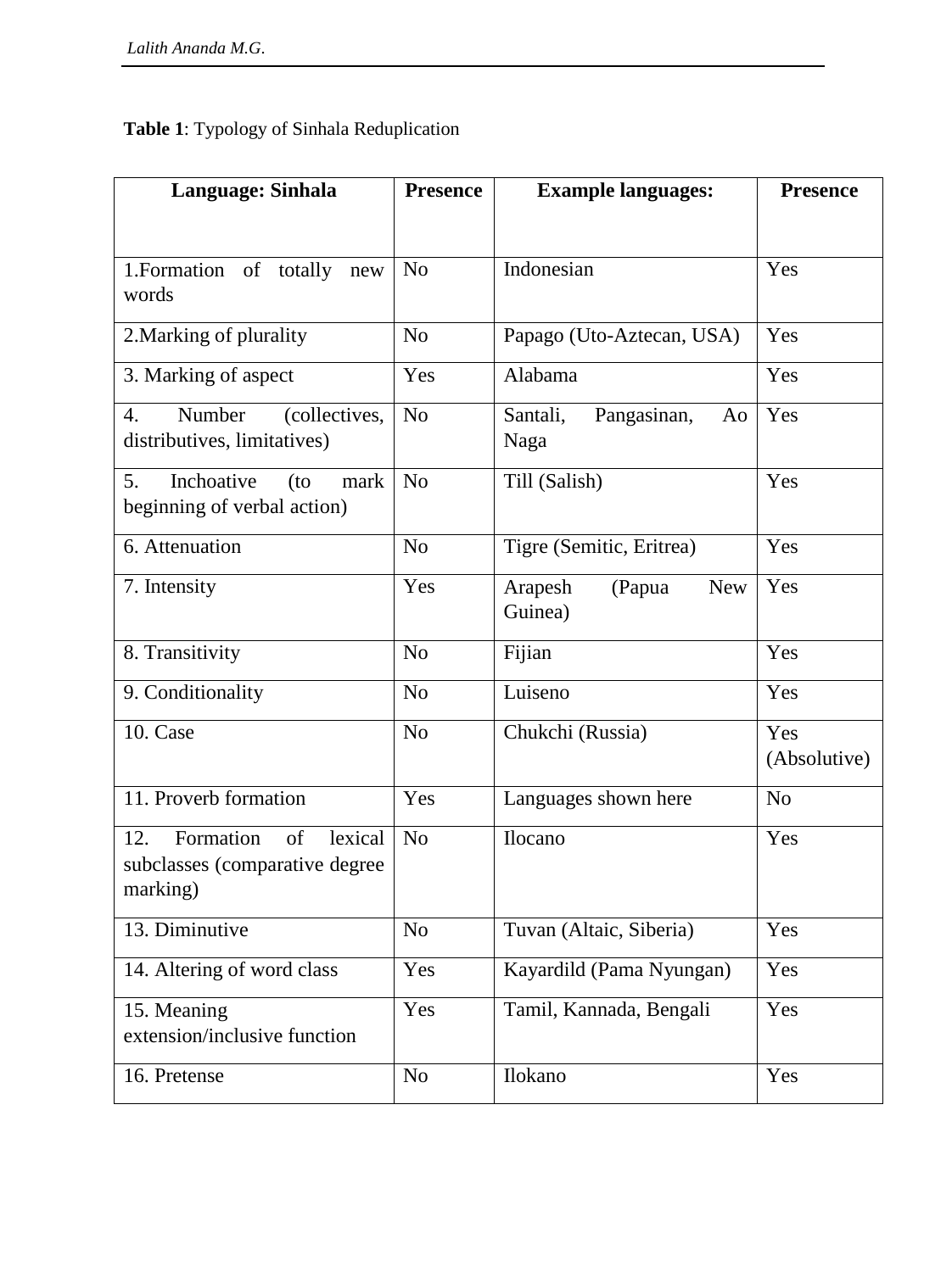**Table 1**: Typology of Sinhala Reduplication

| **Language: Sinhala** | **Presence** | **Example languages:** | **Presence** |
|---|---|---|---|
| 1.Formation of totally new words | No | Indonesian | Yes |
| 2.Marking of plurality | No | Papago (Uto-Aztecan, USA) | Yes |
| 3. Marking of aspect | Yes | Alabama | Yes |
| 4. Number (collectives, distributives, limitatives) | No | Santali, Pangasinan, Ao Naga | Yes |
| 5. Inchoative (to mark beginning of verbal action) | No | Till (Salish) | Yes |
| 6. Attenuation | No | Tigre (Semitic, Eritrea) | Yes |
| 7. Intensity | Yes | Arapesh (Papua New Guinea) | Yes |
| 8. Transitivity | No | Fijian | Yes |
| 9. Conditionality | No | Luiseno | Yes |
| 10. Case | No | Chukchi (Russia) | Yes (Absolutive) |
| 11. Proverb formation | Yes | Languages shown here | No |
| 12. Formation of lexical subclasses (comparative degree marking) | No | Ilocano | Yes |
| 13. Diminutive | No | Tuvan (Altaic, Siberia) | Yes |
| 14. Altering of word class | Yes | Kayardild (Pama Nyungan) | Yes |
| 15. Meaning extension/inclusive function | Yes | Tamil, Kannada, Bengali | Yes |
| 16. Pretense | No | Ilokano | Yes |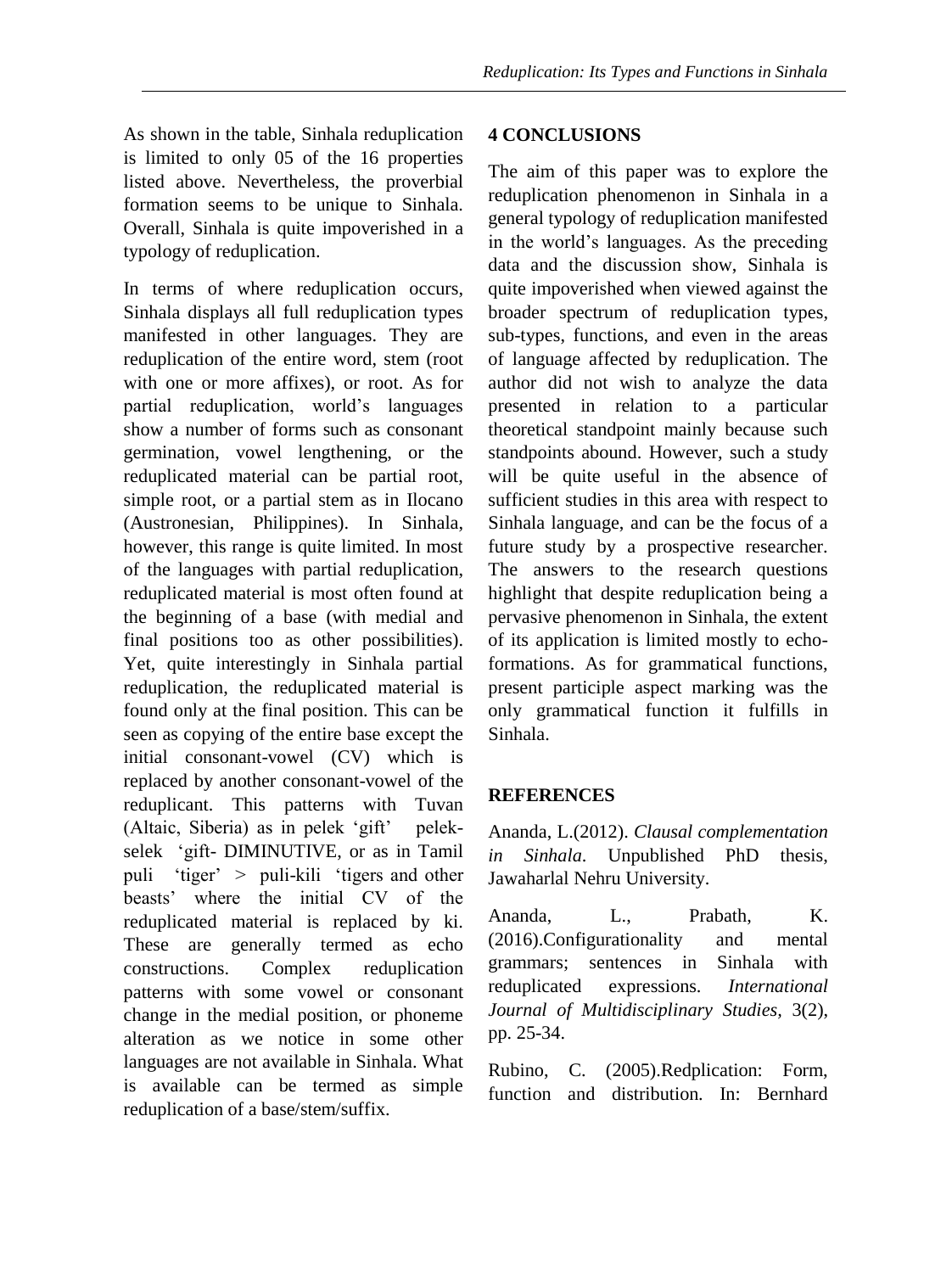As shown in the table, Sinhala reduplication is limited to only 05 of the 16 properties listed above. Nevertheless, the proverbial formation seems to be unique to Sinhala. Overall, Sinhala is quite impoverished in a typology of reduplication.

In terms of where reduplication occurs, Sinhala displays all full reduplication types manifested in other languages. They are reduplication of the entire word, stem (root with one or more affixes), or root. As for partial reduplication, world's languages show a number of forms such as consonant germination, vowel lengthening, or the reduplicated material can be partial root, simple root, or a partial stem as in Ilocano (Austronesian, Philippines). In Sinhala, however, this range is quite limited. In most of the languages with partial reduplication, reduplicated material is most often found at the beginning of a base (with medial and final positions too as other possibilities). Yet, quite interestingly in Sinhala partial reduplication, the reduplicated material is found only at the final position. This can be seen as copying of the entire base except the initial consonant-vowel (CV) which is replaced by another consonant-vowel of the reduplicant. This patterns with Tuvan (Altaic, Siberia) as in pelek 'gift' pelek-selek 'gift- DIMINUTIVE, or as in Tamil puli 'tiger' > puli-kili 'tigers and other beasts' where the initial CV of the reduplicated material is replaced by ki. These are generally termed as echo constructions. Complex reduplication patterns with some vowel or consonant change in the medial position, or phoneme alteration as we notice in some other languages are not available in Sinhala. What is available can be termed as simple reduplication of a base/stem/suffix.

## 4 CONCLUSIONS

The aim of this paper was to explore the reduplication phenomenon in Sinhala in a general typology of reduplication manifested in the world's languages. As the preceding data and the discussion show, Sinhala is quite impoverished when viewed against the broader spectrum of reduplication types, sub-types, functions, and even in the areas of language affected by reduplication. The author did not wish to analyze the data presented in relation to a particular theoretical standpoint mainly because such standpoints abound. However, such a study will be quite useful in the absence of sufficient studies in this area with respect to Sinhala language, and can be the focus of a future study by a prospective researcher. The answers to the research questions highlight that despite reduplication being a pervasive phenomenon in Sinhala, the extent of its application is limited mostly to echo-formations. As for grammatical functions, present participle aspect marking was the only grammatical function it fulfills in Sinhala.

## REFERENCES

Ananda, L.(2012). *Clausal complementation in Sinhala*. Unpublished PhD thesis, Jawaharlal Nehru University.

Ananda, L., Prabath, K. (2016).Configurationality and mental grammars; sentences in Sinhala with reduplicated expressions. *International Journal of Multidisciplinary Studies*, 3(2), pp. 25-34.

Rubino, C. (2005).Redplication: Form, function and distribution. In: Bernhard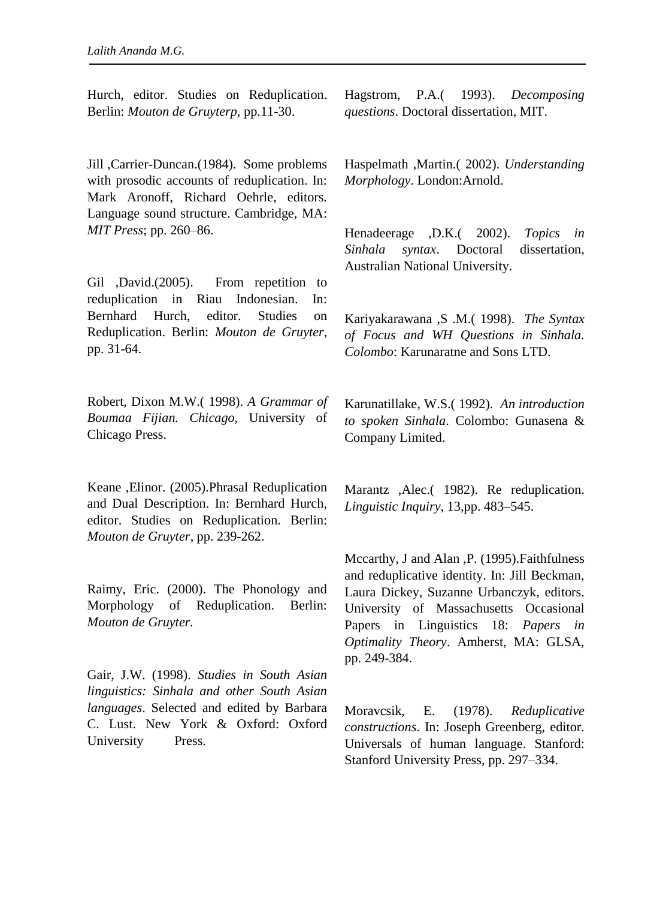Hurch, editor. Studies on Reduplication. Berlin: *Mouton de Gruyterp*, pp.11-30.

Jill ,Carrier-Duncan.(1984). Some problems with prosodic accounts of reduplication. In: Mark Aronoff, Richard Oehrle, editors. Language sound structure. Cambridge, MA: *MIT Press*; pp. 260–86.

Gil ,David.(2005). From repetition to reduplication in Riau Indonesian. In: Bernhard Hurch, editor. Studies on Reduplication. Berlin: *Mouton de Gruyter*, pp. 31-64.

Robert, Dixon M.W.( 1998). *A Grammar of Boumaa Fijian. Chicago,* University of Chicago Press.

Keane ,Elinor. (2005).Phrasal Reduplication and Dual Description. In: Bernhard Hurch, editor. Studies on Reduplication. Berlin: *Mouton de Gruyter*, pp. 239-262.

Raimy, Eric. (2000). The Phonology and Morphology of Reduplication. Berlin: *Mouton de Gruyter.*

Gair, J.W. (1998). *Studies in South Asian linguistics: Sinhala and other South Asian languages*. Selected and edited by Barbara C. Lust. New York & Oxford: Oxford University Press.

Hagstrom, P.A.( 1993). *Decomposing questions*. Doctoral dissertation, MIT.

Haspelmath ,Martin.( 2002). *Understanding Morphology*. London:Arnold.

Henadeerage ,D.K.( 2002). *Topics in Sinhala syntax*. Doctoral dissertation, Australian National University.

Kariyakarawana ,S .M.( 1998). *The Syntax of Focus and WH Questions in Sinhala. Colombo*: Karunaratne and Sons LTD.

Karunatillake, W.S.( 1992). *An introduction to spoken Sinhala*. Colombo: Gunasena & Company Limited.

Marantz ,Alec.( 1982). Re reduplication. *Linguistic Inquiry*, 13,pp. 483–545.

Mccarthy, J and Alan ,P. (1995).Faithfulness and reduplicative identity. In: Jill Beckman, Laura Dickey, Suzanne Urbanczyk, editors. University of Massachusetts Occasional Papers in Linguistics 18: *Papers in Optimality Theory*. Amherst, MA: GLSA, pp. 249-384.

Moravcsik, E. (1978). *Reduplicative constructions*. In: Joseph Greenberg, editor. Universals of human language. Stanford: Stanford University Press, pp. 297–334.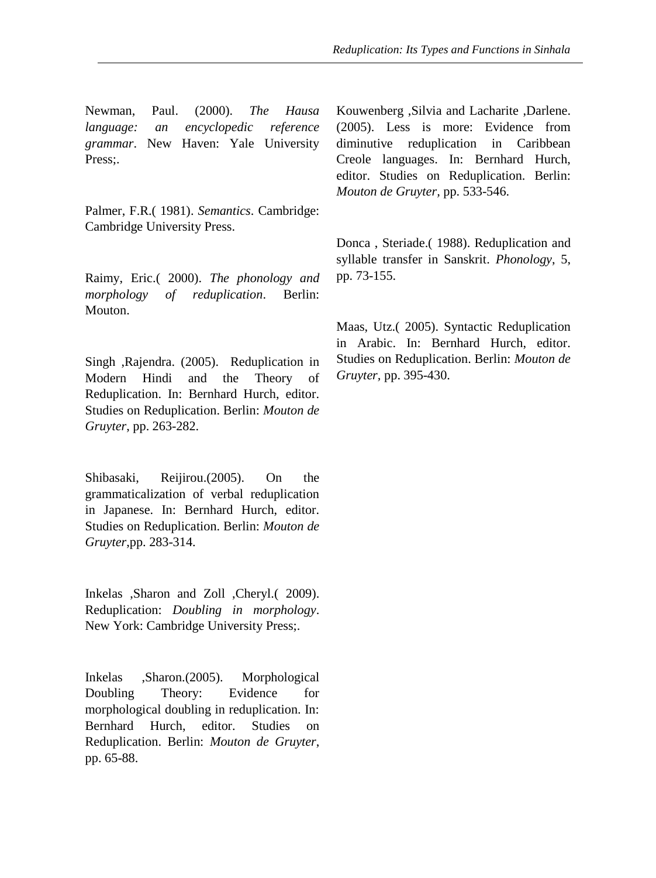Newman, Paul. (2000). *The Hausa language: an encyclopedic reference grammar*. New Haven: Yale University Press;.

Palmer, F.R.( 1981). *Semantics*. Cambridge: Cambridge University Press.

Raimy, Eric.( 2000). *The phonology and morphology of reduplication*. Berlin: Mouton.

Singh ,Rajendra. (2005). Reduplication in Modern Hindi and the Theory of Reduplication. In: Bernhard Hurch, editor. Studies on Reduplication. Berlin: *Mouton de Gruyter*, pp. 263-282.

Shibasaki, Reijirou.(2005). On the grammaticalization of verbal reduplication in Japanese. In: Bernhard Hurch, editor. Studies on Reduplication. Berlin: *Mouton de Gruyter*,pp. 283-314.

Inkelas ,Sharon and Zoll ,Cheryl.( 2009). Reduplication: *Doubling in morphology*. New York: Cambridge University Press;.

Inkelas ,Sharon.(2005). Morphological Doubling Theory: Evidence for morphological doubling in reduplication. In: Bernhard Hurch, editor. Studies on Reduplication. Berlin: *Mouton de Gruyter*, pp. 65-88.

Kouwenberg ,Silvia and Lacharite ,Darlene. (2005). Less is more: Evidence from diminutive reduplication in Caribbean Creole languages. In: Bernhard Hurch, editor. Studies on Reduplication. Berlin: *Mouton de Gruyter*, pp. 533-546.

Donca , Steriade.( 1988). Reduplication and syllable transfer in Sanskrit. *Phonology*, 5, pp. 73-155.

Maas, Utz.( 2005). Syntactic Reduplication in Arabic. In: Bernhard Hurch, editor. Studies on Reduplication. Berlin: *Mouton de Gruyter*, pp. 395-430.